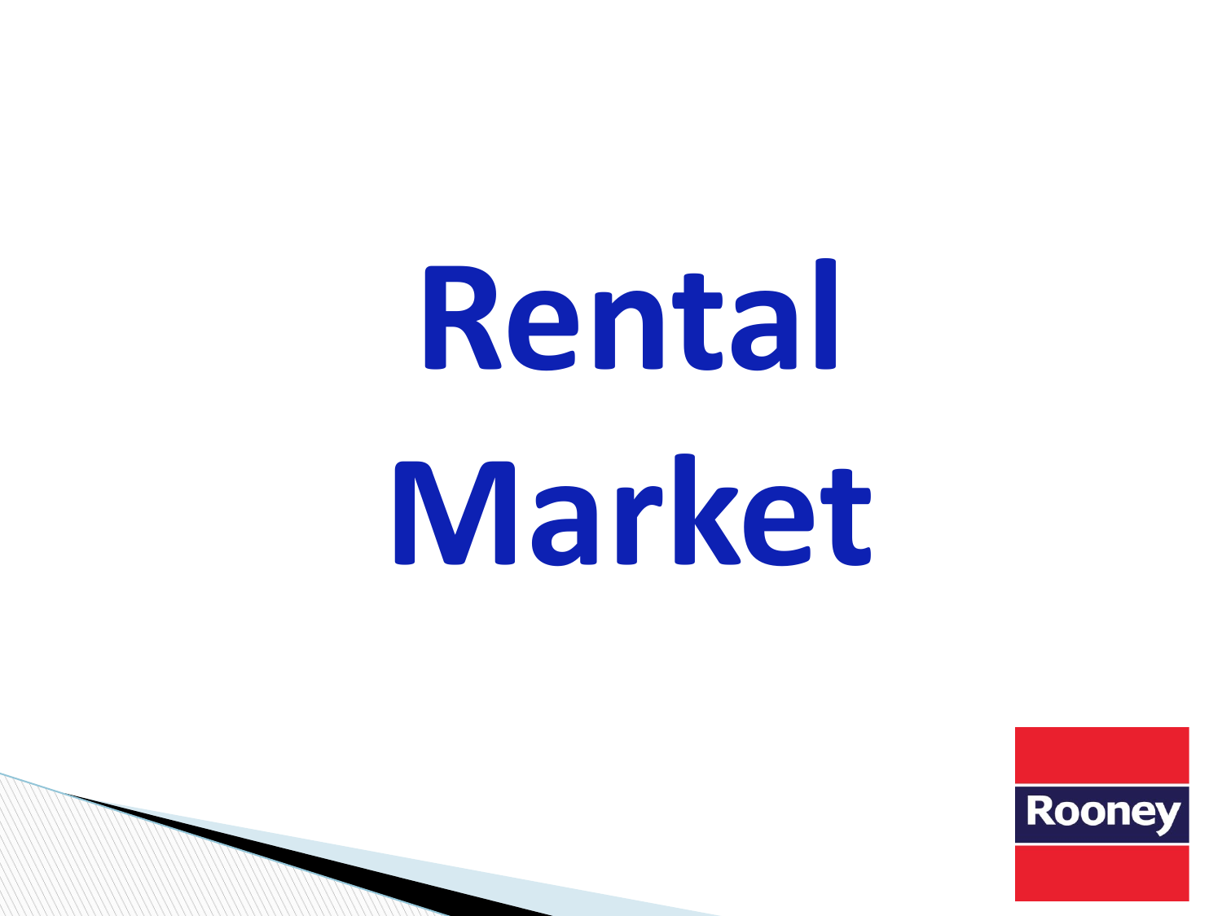# Rental Market

Rooney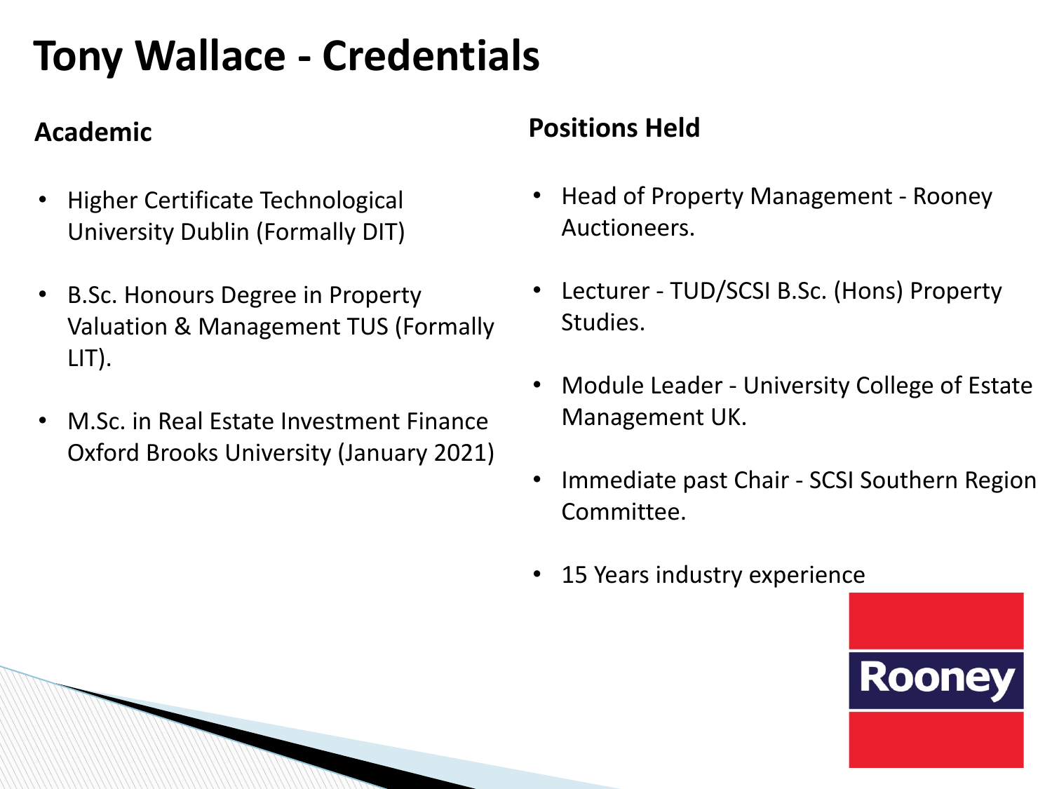# Tony Wallace - Credentials

## Academic

- Higher Certificate Technological University Dublin (Formally DIT)
- B.Sc. Honours Degree in Property Valuation & Management TUS (Formally LIT).
- M.Sc. in Real Estate Investment Finance Oxford Brooks University (January 2021)

## Positions Held

- Head of Property Management - Rooney Auctioneers.
- Lecturer - TUD/SCSI B.Sc. (Hons) Property Studies.
- Module Leader - University College of Estate Management UK.
- Immediate past Chair - SCSI Southern Region Committee.
- 15 Years industry experience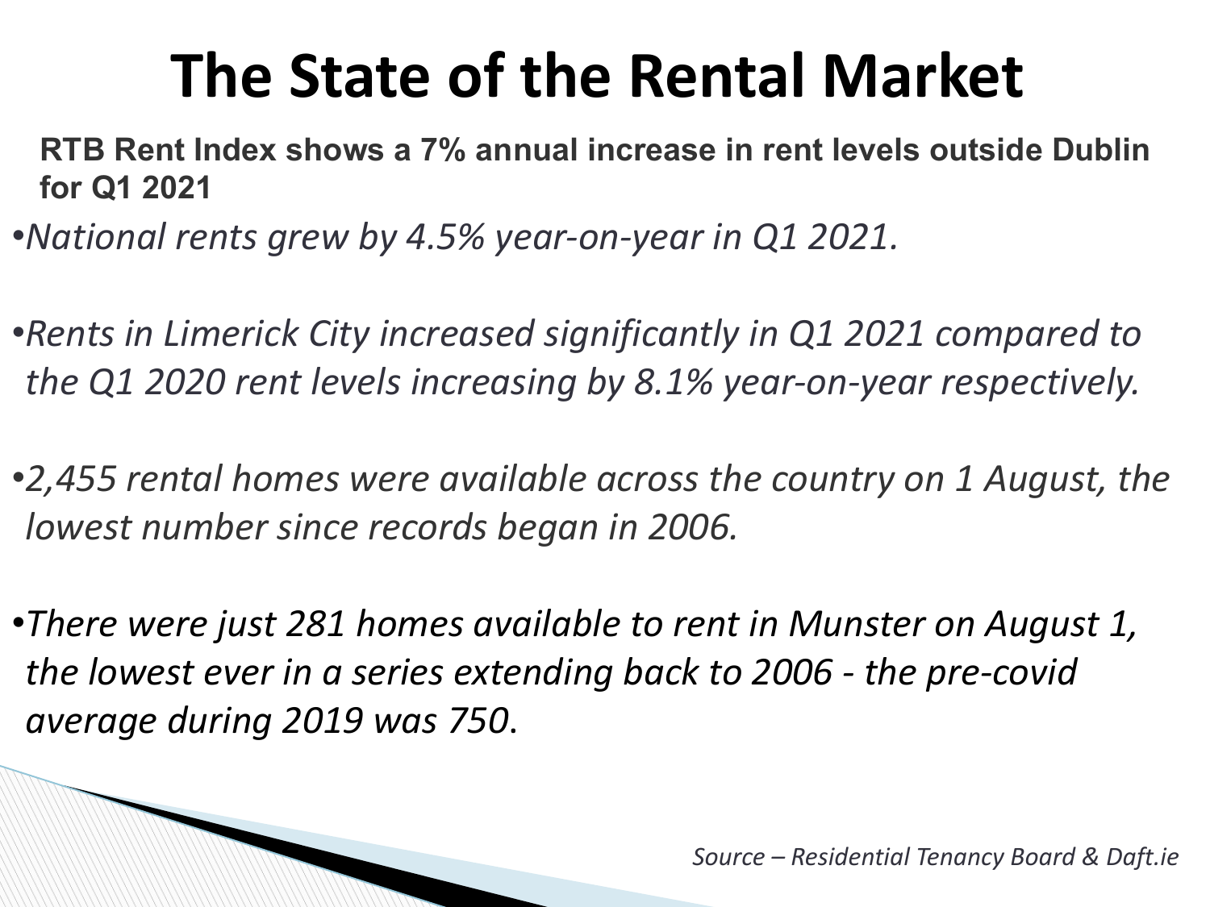# The State of the Rental Market

**RTB Rent Index shows a 7% annual increase in rent levels outside Dublin for Q1 2021**

- *National rents grew by 4.5% year-on-year in Q1 2021.*
- *Rents in Limerick City increased significantly in Q1 2021 compared to the Q1 2020 rent levels increasing by 8.1% year-on-year respectively.*
- *2,455 rental homes were available across the country on 1 August, the lowest number since records began in 2006.*
- *There were just 281 homes available to rent in Munster on August 1, the lowest ever in a series extending back to 2006 - the pre-covid average during 2019 was 750.*

*Source – Residential Tenancy Board & Daft.ie*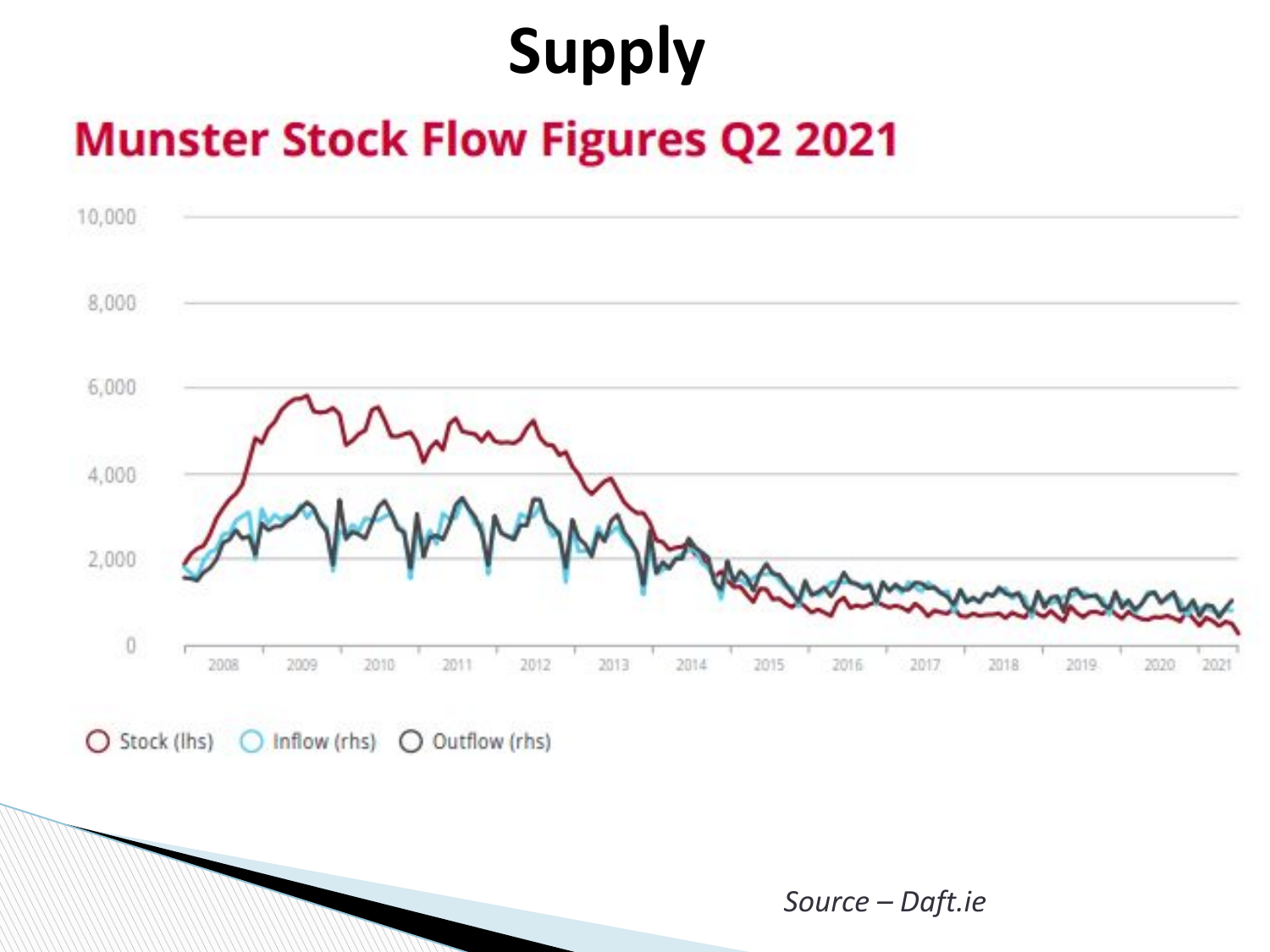# Supply

## Munster Stock Flow Figures Q2 2021

10,000

8,000

6,000

4,000

2,000

0

2008 2009 2010 2011 2012 2013 2014 2015 2016 2017 2018 2019 2020 2021

Stock (lhs) Inflow (rhs) Outflow (rhs)

*Source – Daft.ie*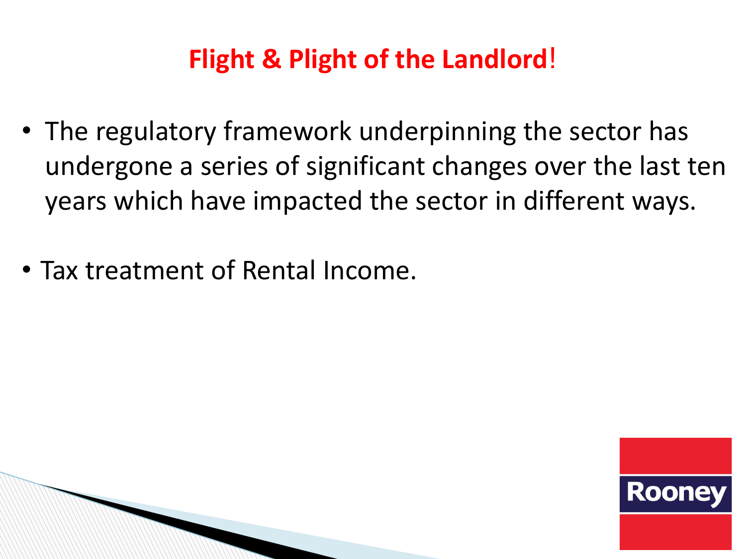# Flight & Plight of the Landlord!

- The regulatory framework underpinning the sector has undergone a series of significant changes over the last ten years which have impacted the sector in different ways.
- Tax treatment of Rental Income.

Rooney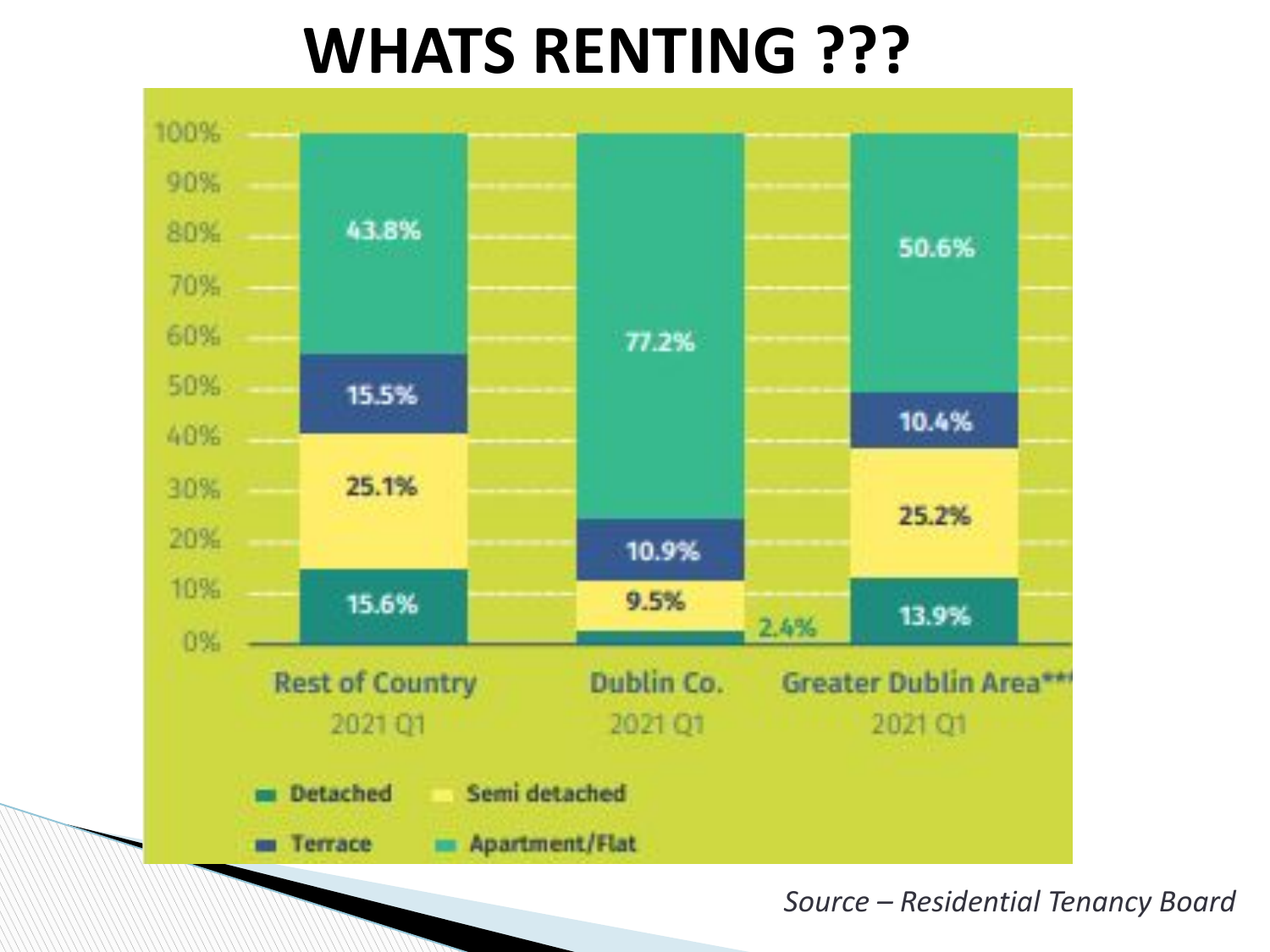# WHATS RENTING ???

| | Detached | Semi detached | Terrace | Apartment/Flat |
|---|---|---|---|---|
| Rest of Country 2021 Q1 | 15.6% | 25.1% | 15.5% | 43.8% |
| Dublin Co. 2021 Q1 | 2.4% | 9.5% | 10.9% | 77.2% |
| Greater Dublin Area*** 2021 Q1 | 13.9% | 25.2% | 10.4% | 50.6% |

*Source – Residential Tenancy Board*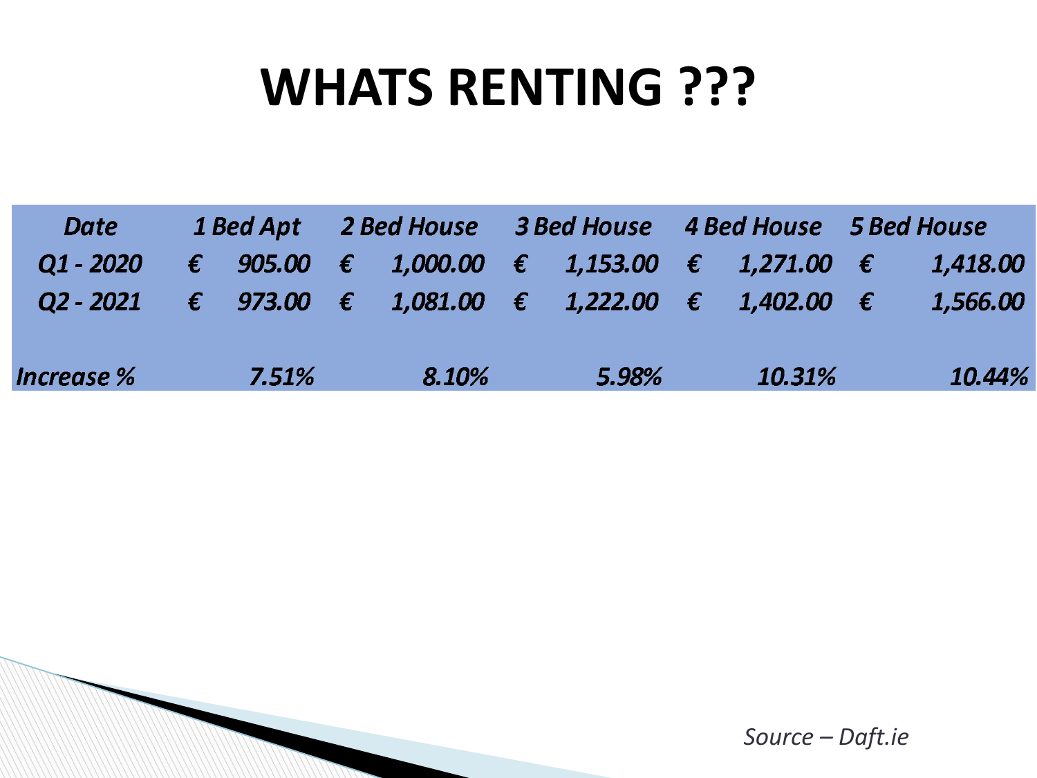# WHATS RENTING ???

| *Date* | *1 Bed Apt* | *2 Bed House* | *3 Bed House* | *4 Bed House* | *5 Bed House* |
|---|---|---|---|---|---|
| *Q1 - 2020* | *€ 905.00* | *€ 1,000.00* | *€ 1,153.00* | *€ 1,271.00* | *€ 1,418.00* |
| *Q2 - 2021* | *€ 973.00* | *€ 1,081.00* | *€ 1,222.00* | *€ 1,402.00* | *€ 1,566.00* |
| | | | | | |
| *Increase %* | *7.51%* | *8.10%* | *5.98%* | *10.31%* | *10.44%* |

*Source – Daft.ie*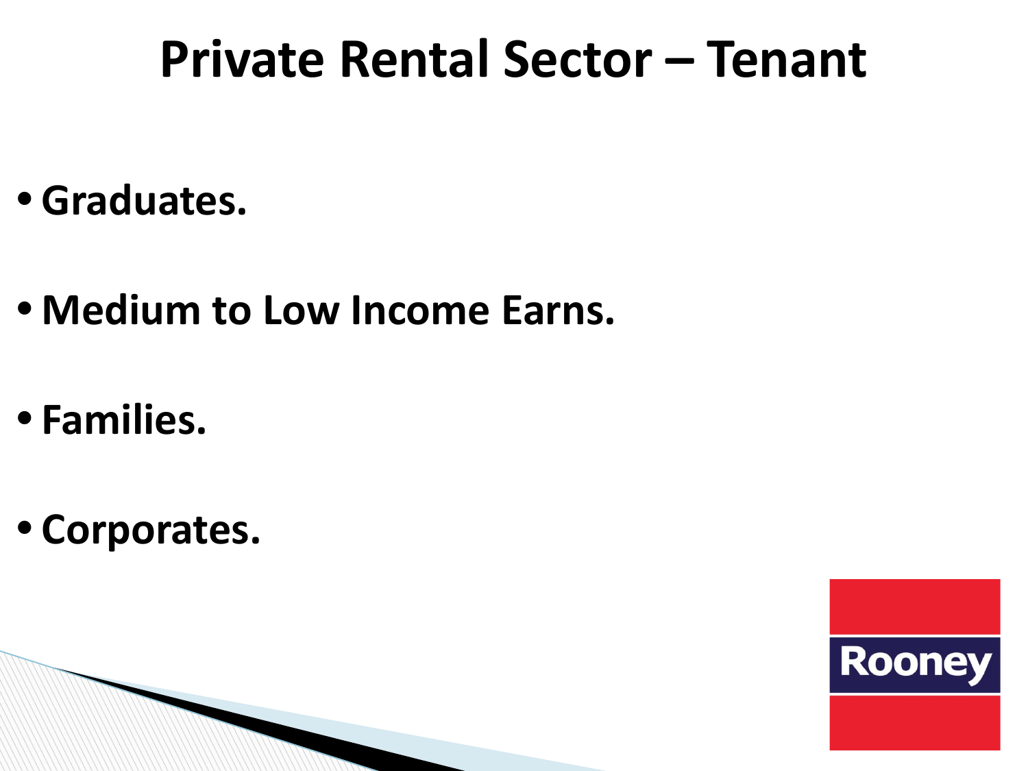# Private Rental Sector – Tenant

- **Graduates.**
- **Medium to Low Income Earns.**
- **Families.**
- **Corporates.**

Rooney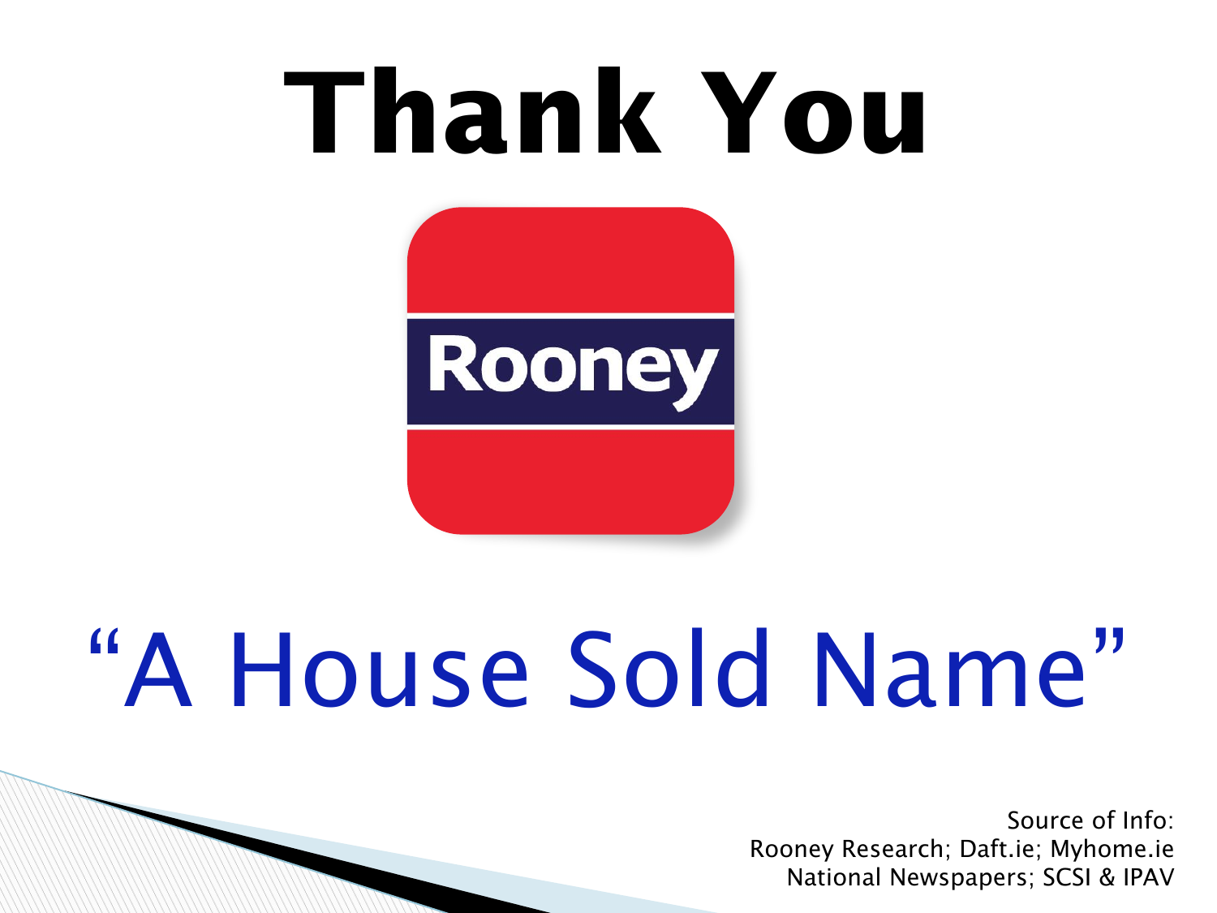# Thank You

Rooney

“A House Sold Name”

Source of Info:
Rooney Research; Daft.ie; Myhome.ie
National Newspapers; SCSI & IPAV